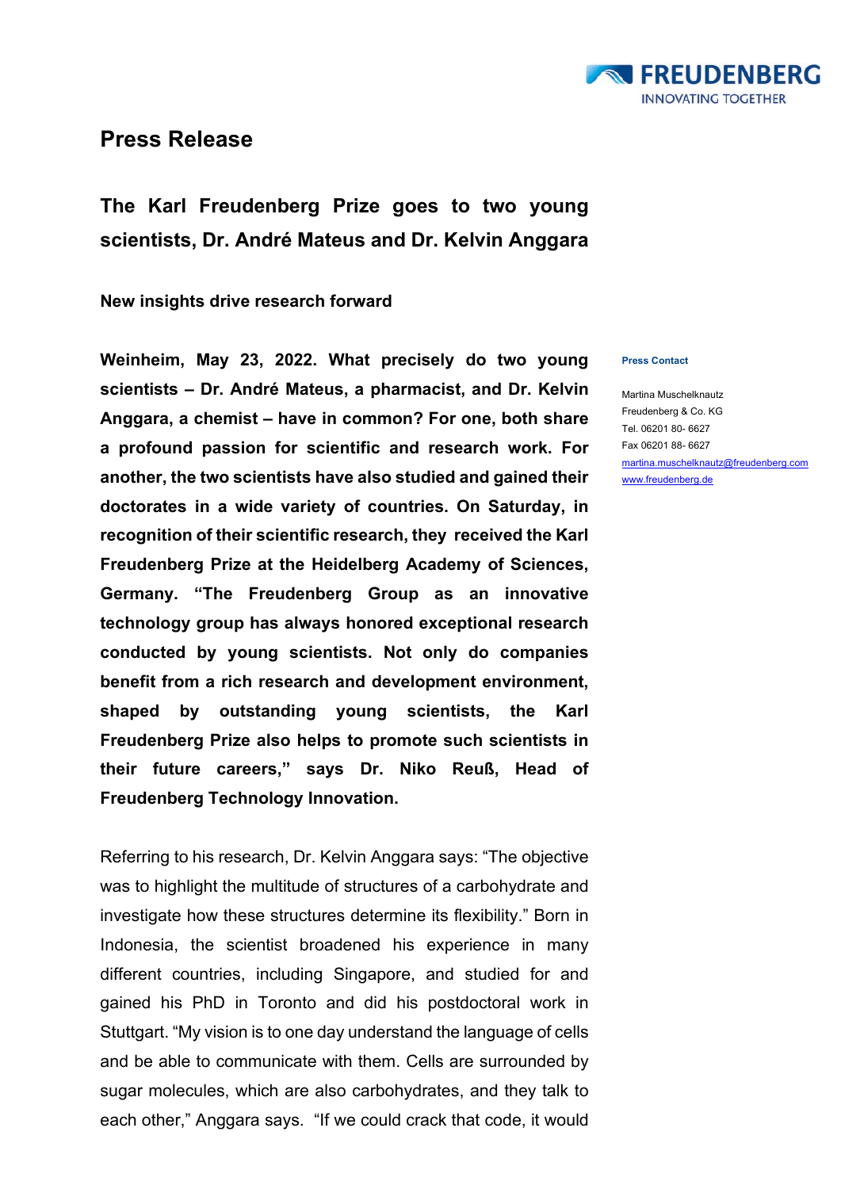# Press Release

## The Karl Freudenberg Prize goes to two young scientists, Dr. André Mateus and Dr. Kelvin Anggara

**New insights drive research forward**

**Weinheim, May 23, 2022. What precisely do two young scientists – Dr. André Mateus, a pharmacist, and Dr. Kelvin Anggara, a chemist – have in common? For one, both share a profound passion for scientific and research work. For another, the two scientists have also studied and gained their doctorates in a wide variety of countries. On Saturday, in recognition of their scientific research, they received the Karl Freudenberg Prize at the Heidelberg Academy of Sciences, Germany. "The Freudenberg Group as an innovative technology group has always honored exceptional research conducted by young scientists. Not only do companies benefit from a rich research and development environment, shaped by outstanding young scientists, the Karl Freudenberg Prize also helps to promote such scientists in their future careers," says Dr. Niko Reuß, Head of Freudenberg Technology Innovation.**

Referring to his research, Dr. Kelvin Anggara says: "The objective was to highlight the multitude of structures of a carbohydrate and investigate how these structures determine its flexibility." Born in Indonesia, the scientist broadened his experience in many different countries, including Singapore, and studied for and gained his PhD in Toronto and did his postdoctoral work in Stuttgart. "My vision is to one day understand the language of cells and be able to communicate with them. Cells are surrounded by sugar molecules, which are also carbohydrates, and they talk to each other," Anggara says. "If we could crack that code, it would

**Press Contact**

Martina Muschelknautz
Freudenberg & Co. KG
Tel. 06201 80- 6627
Fax 06201 88- 6627
martina.muschelknautz@freudenberg.com
www.freudenberg.de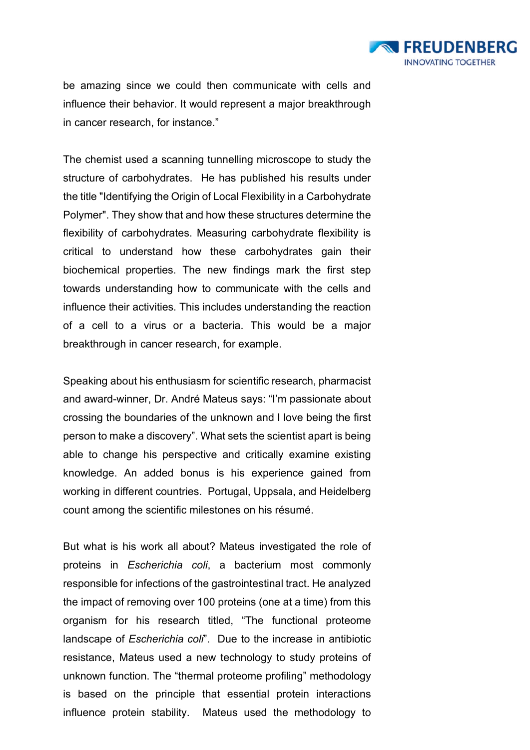be amazing since we could then communicate with cells and influence their behavior. It would represent a major breakthrough in cancer research, for instance."

The chemist used a scanning tunnelling microscope to study the structure of carbohydrates. He has published his results under the title "Identifying the Origin of Local Flexibility in a Carbohydrate Polymer". They show that and how these structures determine the flexibility of carbohydrates. Measuring carbohydrate flexibility is critical to understand how these carbohydrates gain their biochemical properties. The new findings mark the first step towards understanding how to communicate with the cells and influence their activities. This includes understanding the reaction of a cell to a virus or a bacteria. This would be a major breakthrough in cancer research, for example.

Speaking about his enthusiasm for scientific research, pharmacist and award-winner, Dr. André Mateus says: "I'm passionate about crossing the boundaries of the unknown and I love being the first person to make a discovery". What sets the scientist apart is being able to change his perspective and critically examine existing knowledge. An added bonus is his experience gained from working in different countries. Portugal, Uppsala, and Heidelberg count among the scientific milestones on his résumé.

But what is his work all about? Mateus investigated the role of proteins in *Escherichia coli*, a bacterium most commonly responsible for infections of the gastrointestinal tract. He analyzed the impact of removing over 100 proteins (one at a time) from this organism for his research titled, "The functional proteome landscape of *Escherichia coli*". Due to the increase in antibiotic resistance, Mateus used a new technology to study proteins of unknown function. The "thermal proteome profiling" methodology is based on the principle that essential protein interactions influence protein stability. Mateus used the methodology to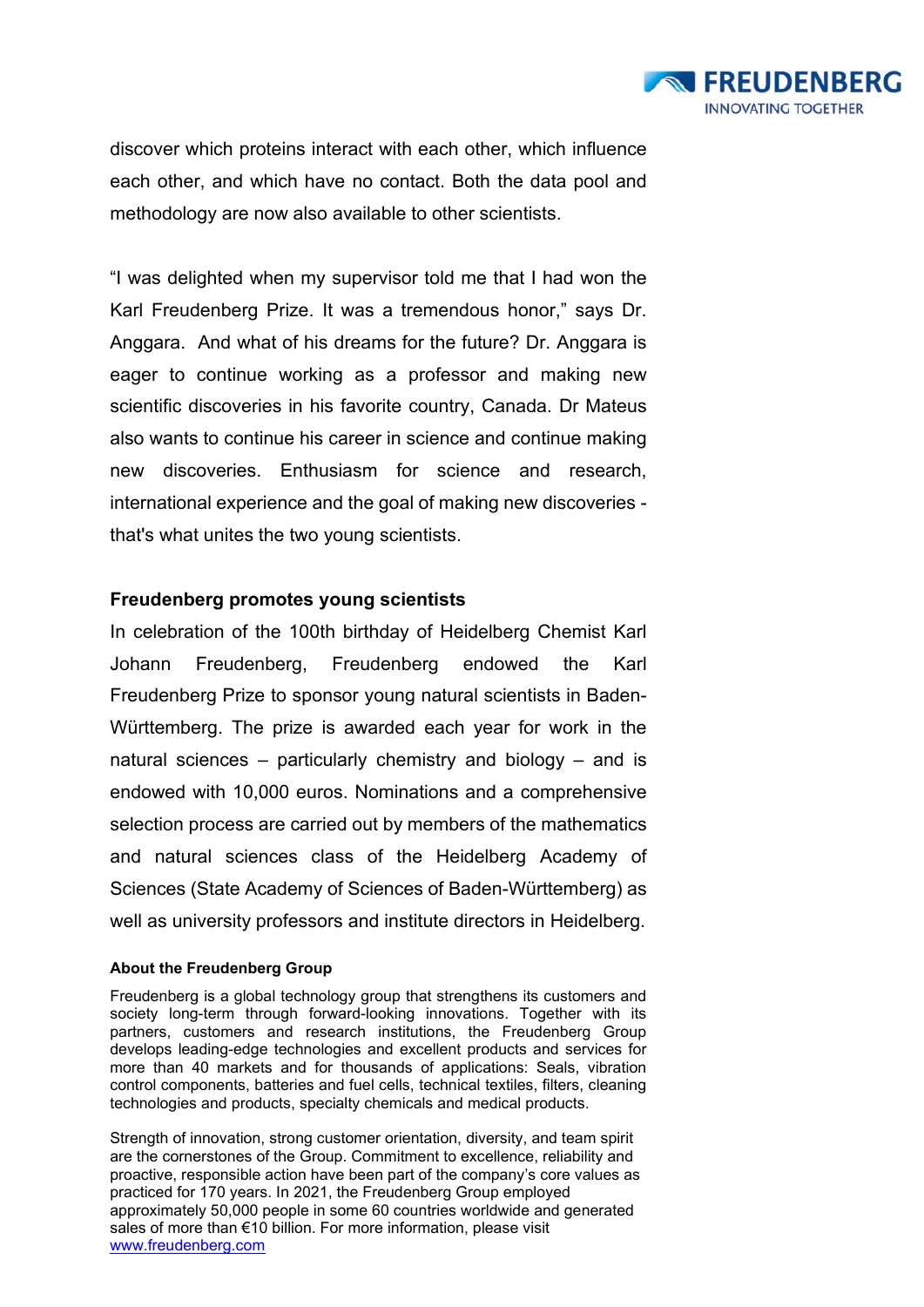discover which proteins interact with each other, which influence each other, and which have no contact. Both the data pool and methodology are now also available to other scientists.

“I was delighted when my supervisor told me that I had won the Karl Freudenberg Prize. It was a tremendous honor,” says Dr. Anggara. And what of his dreams for the future? Dr. Anggara is eager to continue working as a professor and making new scientific discoveries in his favorite country, Canada. Dr Mateus also wants to continue his career in science and continue making new discoveries. Enthusiasm for science and research, international experience and the goal of making new discoveries - that's what unites the two young scientists.

## Freudenberg promotes young scientists

In celebration of the 100th birthday of Heidelberg Chemist Karl Johann Freudenberg, Freudenberg endowed the Karl Freudenberg Prize to sponsor young natural scientists in Baden-Württemberg. The prize is awarded each year for work in the natural sciences – particularly chemistry and biology – and is endowed with 10,000 euros. Nominations and a comprehensive selection process are carried out by members of the mathematics and natural sciences class of the Heidelberg Academy of Sciences (State Academy of Sciences of Baden-Württemberg) as well as university professors and institute directors in Heidelberg.

### About the Freudenberg Group

Freudenberg is a global technology group that strengthens its customers and society long-term through forward-looking innovations. Together with its partners, customers and research institutions, the Freudenberg Group develops leading-edge technologies and excellent products and services for more than 40 markets and for thousands of applications: Seals, vibration control components, batteries and fuel cells, technical textiles, filters, cleaning technologies and products, specialty chemicals and medical products.

Strength of innovation, strong customer orientation, diversity, and team spirit are the cornerstones of the Group. Commitment to excellence, reliability and proactive, responsible action have been part of the company’s core values as practiced for 170 years. In 2021, the Freudenberg Group employed approximately 50,000 people in some 60 countries worldwide and generated sales of more than €10 billion. For more information, please visit [www.freudenberg.com](http://www.freudenberg.com)